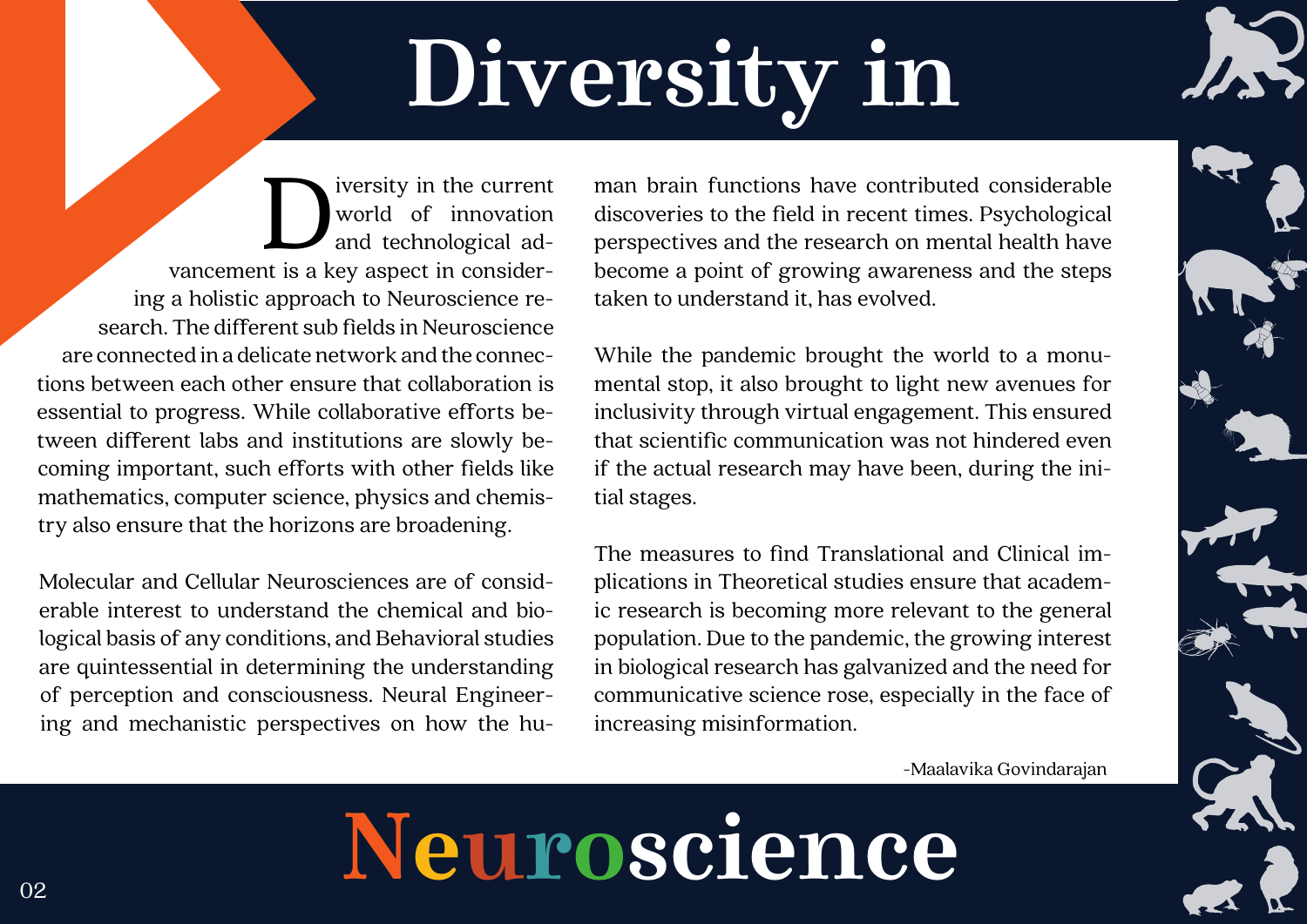# Diversity in Neuroscience

Diversity in the current world of innovation and technological advancement is a key aspect in considering a holistic approach to Neuroscience research. The different sub fields in Neuroscience are connected in a delicate network and the connections between each other ensure that collaboration is essential to progress. While collaborative efforts between different labs and institutions are slowly becoming important, such efforts with other fields like mathematics, computer science, physics and chemistry also ensure that the horizons are broadening.

Molecular and Cellular Neurosciences are of considerable interest to understand the chemical and biological basis of any conditions, and Behavioral studies are quintessential in determining the understanding of perception and consciousness. Neural Engineering and mechanistic perspectives on how the human brain functions have contributed considerable discoveries to the field in recent times. Psychological perspectives and the research on mental health have become a point of growing awareness and the steps taken to understand it, has evolved.

While the pandemic brought the world to a monumental stop, it also brought to light new avenues for inclusivity through virtual engagement. This ensured that scientific communication was not hindered even if the actual research may have been, during the initial stages.

The measures to find Translational and Clinical implications in Theoretical studies ensure that academic research is becoming more relevant to the general population. Due to the pandemic, the growing interest in biological research has galvanized and the need for communicative science rose, especially in the face of increasing misinformation.

-Maalavika Govindarajan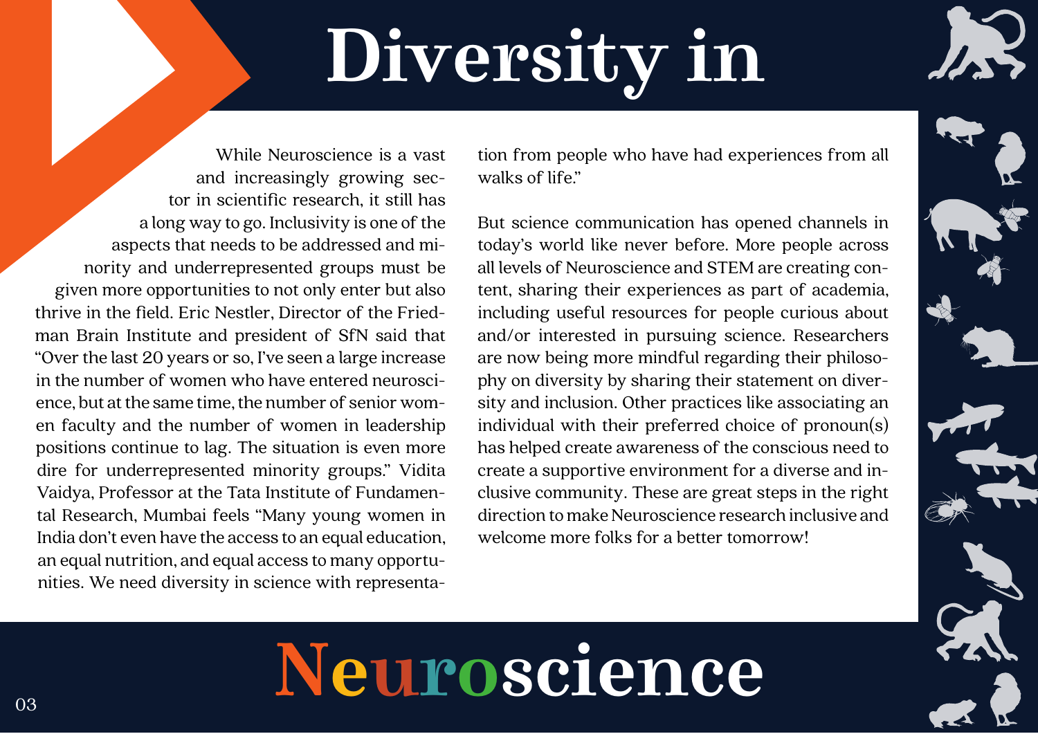# Diversity in Neuroscience

While Neuroscience is a vast and increasingly growing sector in scientific research, it still has a long way to go. Inclusivity is one of the aspects that needs to be addressed and minority and underrepresented groups must be given more opportunities to not only enter but also thrive in the field. Eric Nestler, Director of the Friedman Brain Institute and president of SfN said that "Over the last 20 years or so, I've seen a large increase in the number of women who have entered neuroscience, but at the same time, the number of senior women faculty and the number of women in leadership positions continue to lag. The situation is even more dire for underrepresented minority groups." Vidita Vaidya, Professor at the Tata Institute of Fundamental Research, Mumbai feels "Many young women in India don't even have the access to an equal education, an equal nutrition, and equal access to many opportunities. We need diversity in science with representation from people who have had experiences from all walks of life."

But science communication has opened channels in today's world like never before. More people across all levels of Neuroscience and STEM are creating content, sharing their experiences as part of academia, including useful resources for people curious about and/or interested in pursuing science. Researchers are now being more mindful regarding their philosophy on diversity by sharing their statement on diversity and inclusion. Other practices like associating an individual with their preferred choice of pronoun(s) has helped create awareness of the conscious need to create a supportive environment for a diverse and inclusive community. These are great steps in the right direction to make Neuroscience research inclusive and welcome more folks for a better tomorrow!